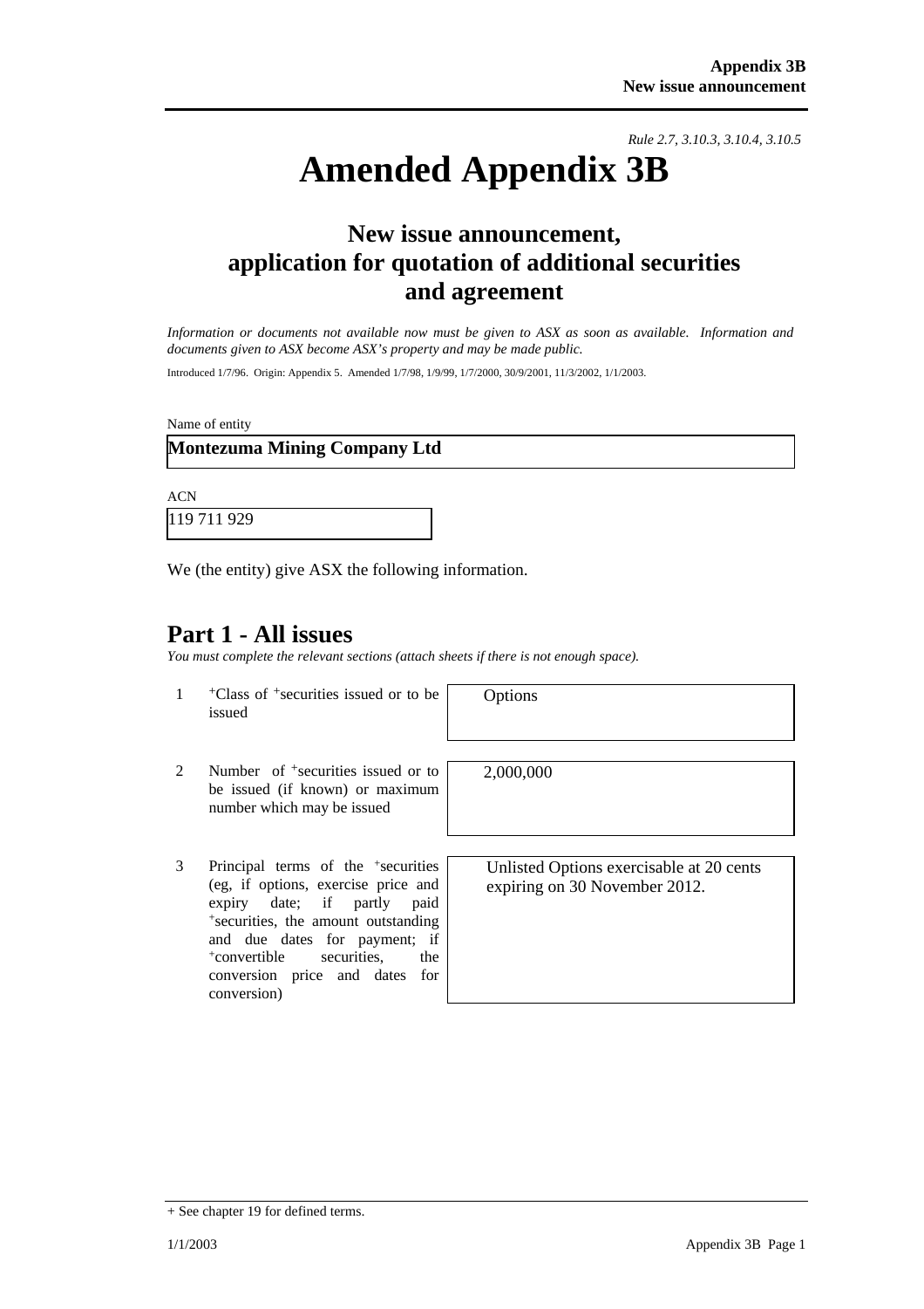*Rule 2.7, 3.10.3, 3.10.4, 3.10.5*

# Amended Appendix 3B

## New issue announcement, application for quotation of additional securities and agreement

*Information or documents not available now must be given to ASX as soon as available. Information and documents given to ASX become ASX's property and may be made public.*

Introduced 1/7/96. Origin: Appendix 5. Amended 1/7/98, 1/9/99, 1/7/2000, 30/9/2001, 11/3/2002, 1/1/2003.

Name of entity

**Montezuma Mining Company Ltd**

ACN

119 711 929

We (the entity) give ASX the following information.

## Part 1 - All issues

*You must complete the relevant sections (attach sheets if there is not enough space).*

| | | |
|---|---|---|
| 1 | +Class of +securities issued or to be issued | Options |
| 2 | Number of +securities issued or to be issued (if known) or maximum number which may be issued | 2,000,000 |
| 3 | Principal terms of the +securities (eg, if options, exercise price and expiry date; if partly paid +securities, the amount outstanding and due dates for payment; if +convertible securities, the conversion price and dates for conversion) | Unlisted Options exercisable at 20 cents expiring on 30 November 2012. |

+ See chapter 19 for defined terms.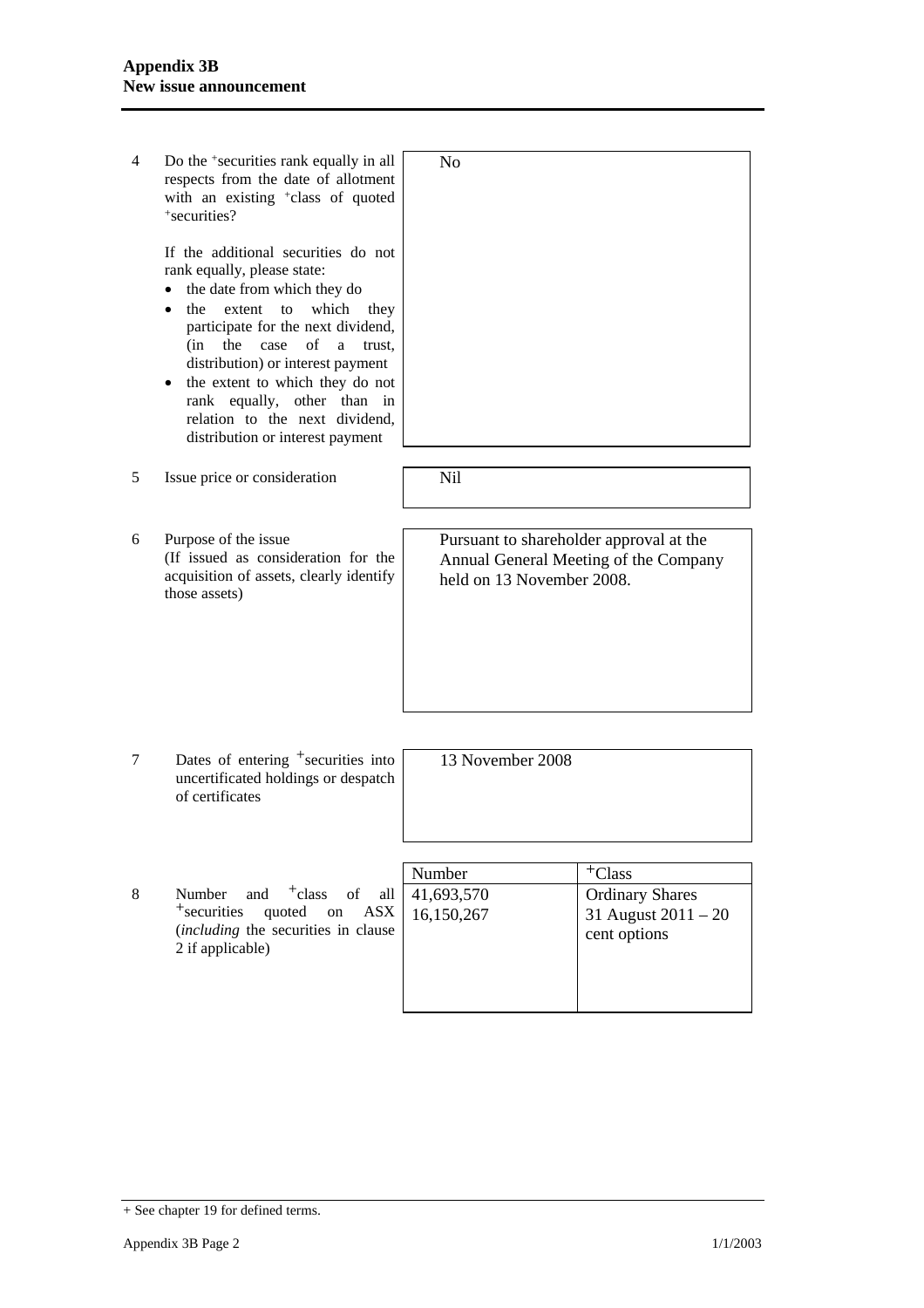| | | |
|---|---|---|
| 4 | Do the +securities rank equally in all respects from the date of allotment with an existing +class of quoted +securities?<br><br>If the additional securities do not rank equally, please state:<br>• the date from which they do<br>• the extent to which they participate for the next dividend, (in the case of a trust, distribution) or interest payment<br>• the extent to which they do not rank equally, other than in relation to the next dividend, distribution or interest payment | No |
| 5 | Issue price or consideration | Nil |
| 6 | Purpose of the issue<br>(If issued as consideration for the acquisition of assets, clearly identify those assets) | Pursuant to shareholder approval at the Annual General Meeting of the Company held on 13 November 2008. |
| 7 | Dates of entering +securities into uncertificated holdings or despatch of certificates | 13 November 2008 |

| | | Number | +Class |
|---|---|---|---|
| 8 | Number and +class of all +securities quoted on ASX (*including* the securities in clause 2 if applicable) | 41,693,570<br>16,150,267 | Ordinary Shares<br>31 August 2011 – 20 cent options |

+ See chapter 19 for defined terms.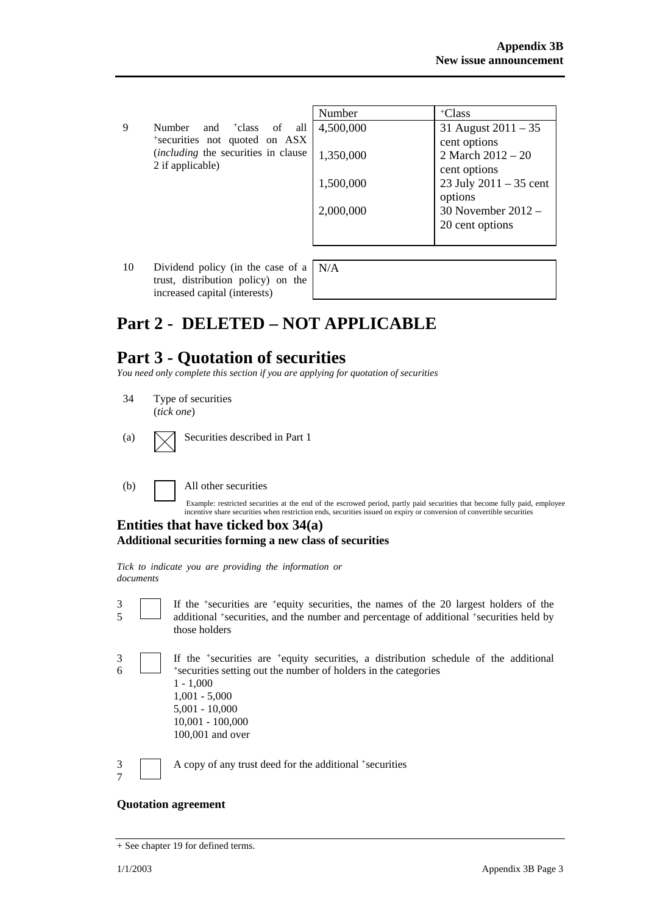| | | Number | +Class |
|---|---|---|---|
| 9 | Number and +class of all +securities not quoted on ASX (*including* the securities in clause 2 if applicable) | 4,500,000 | 31 August 2011 – 35 cent options |
| | | 1,350,000 | 2 March 2012 – 20 cent options |
| | | 1,500,000 | 23 July 2011 – 35 cent options |
| | | 2,000,000 | 30 November 2012 – 20 cent options |

| | | |
|---|---|---|
| 10 | Dividend policy (in the case of a trust, distribution policy) on the increased capital (interests) | N/A |

# Part 2 - DELETED – NOT APPLICABLE

# Part 3 - Quotation of securities

*You need only complete this section if you are applying for quotation of securities*

34 Type of securities (*tick one*)

(a) ☒ Securities described in Part 1

(b) ☐ All other securities

Example: restricted securities at the end of the escrowed period, partly paid securities that become fully paid, employee incentive share securities when restriction ends, securities issued on expiry or conversion of convertible securities

## Entities that have ticked box 34(a)

### Additional securities forming a new class of securities

*Tick to indicate you are providing the information or documents*

35 ☐ If the +securities are +equity securities, the names of the 20 largest holders of the additional +securities, and the number and percentage of additional +securities held by those holders

36 ☐ If the +securities are +equity securities, a distribution schedule of the additional +securities setting out the number of holders in the categories
1 - 1,000
1,001 - 5,000
5,001 - 10,000
10,001 - 100,000
100,001 and over

37 ☐ A copy of any trust deed for the additional +securities

**Quotation agreement**

+ See chapter 19 for defined terms.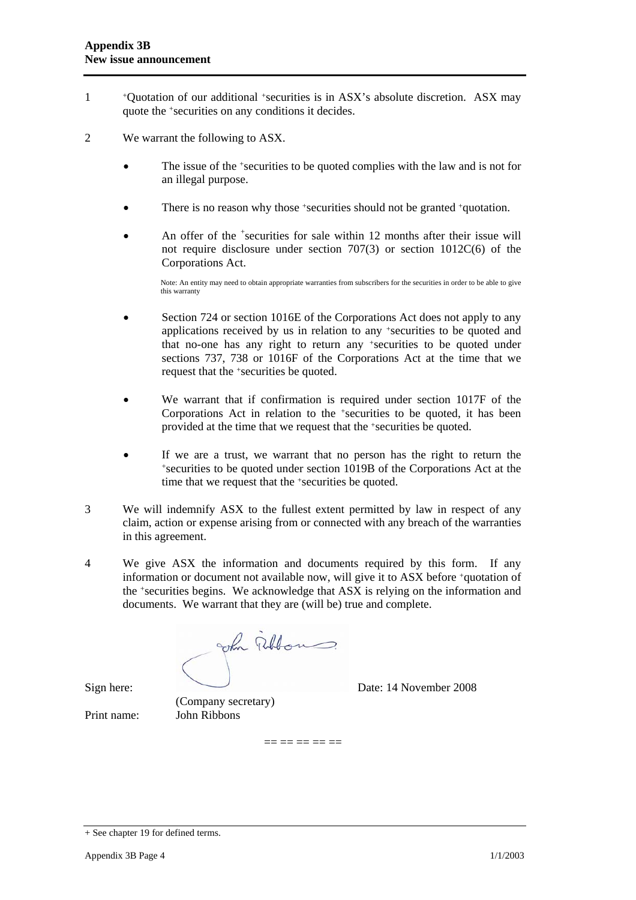1 +Quotation of our additional +securities is in ASX's absolute discretion. ASX may quote the +securities on any conditions it decides.

2 We warrant the following to ASX.

- The issue of the +securities to be quoted complies with the law and is not for an illegal purpose.

- There is no reason why those +securities should not be granted +quotation.

- An offer of the +securities for sale within 12 months after their issue will not require disclosure under section 707(3) or section 1012C(6) of the Corporations Act.

  Note: An entity may need to obtain appropriate warranties from subscribers for the securities in order to be able to give this warranty

- Section 724 or section 1016E of the Corporations Act does not apply to any applications received by us in relation to any +securities to be quoted and that no-one has any right to return any +securities to be quoted under sections 737, 738 or 1016F of the Corporations Act at the time that we request that the +securities be quoted.

- We warrant that if confirmation is required under section 1017F of the Corporations Act in relation to the +securities to be quoted, it has been provided at the time that we request that the +securities be quoted.

- If we are a trust, we warrant that no person has the right to return the +securities to be quoted under section 1019B of the Corporations Act at the time that we request that the +securities be quoted.

3 We will indemnify ASX to the fullest extent permitted by law in respect of any claim, action or expense arising from or connected with any breach of the warranties in this agreement.

4 We give ASX the information and documents required by this form. If any information or document not available now, will give it to ASX before +quotation of the +securities begins. We acknowledge that ASX is relying on the information and documents. We warrant that they are (will be) true and complete.

Sign here: (Company secretary) Date: 14 November 2008

Print name: John Ribbons

== == == == ==

+ See chapter 19 for defined terms.